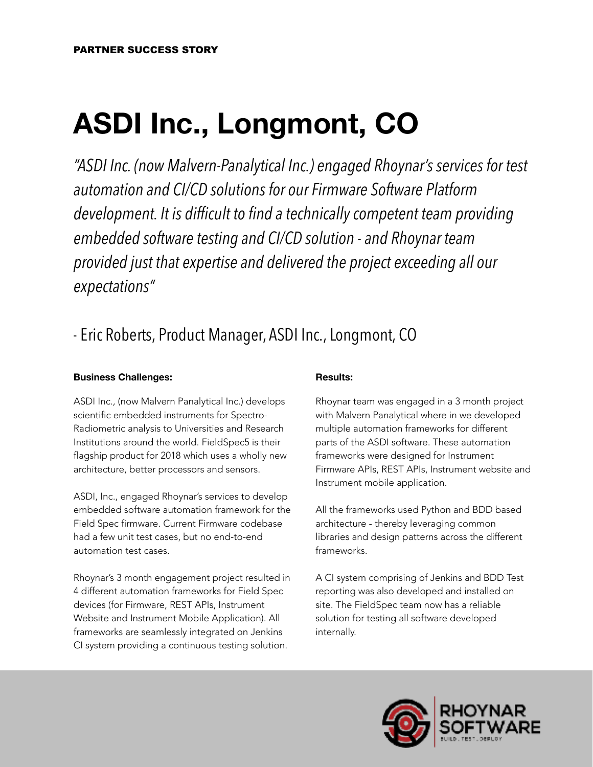PARTNER SUCCESS STORY

# ASDI Inc., Longmont, CO

*"ASDI Inc. (now Malvern-Panalytical Inc.) engaged Rhoynar's services for test automation and CI/CD solutions for our Firmware Software Platform development. It is difficult to find a technically competent team providing embedded software testing and CI/CD solution - and Rhoynar team provided just that expertise and delivered the project exceeding all our expectations"*

- Eric Roberts, Product Manager, ASDI Inc., Longmont, CO

**Business Challenges:**

ASDI Inc., (now Malvern Panalytical Inc.) develops scientific embedded instruments for Spectro-Radiometric analysis to Universities and Research Institutions around the world. FieldSpec5 is their flagship product for 2018 which uses a wholly new architecture, better processors and sensors.

ASDI, Inc., engaged Rhoynar's services to develop embedded software automation framework for the Field Spec firmware. Current Firmware codebase had a few unit test cases, but no end-to-end automation test cases.

Rhoynar's 3 month engagement project resulted in 4 different automation frameworks for Field Spec devices (for Firmware, REST APIs, Instrument Website and Instrument Mobile Application). All frameworks are seamlessly integrated on Jenkins CI system providing a continuous testing solution.

**Results:**

Rhoynar team was engaged in a 3 month project with Malvern Panalytical where in we developed multiple automation frameworks for different parts of the ASDI software. These automation frameworks were designed for Instrument Firmware APIs, REST APIs, Instrument website and Instrument mobile application.

All the frameworks used Python and BDD based architecture - thereby leveraging common libraries and design patterns across the different frameworks.

A CI system comprising of Jenkins and BDD Test reporting was also developed and installed on site. The FieldSpec team now has a reliable solution for testing all software developed internally.

RHOYNAR SOFTWARE

BUILD. TEST. DEPLOY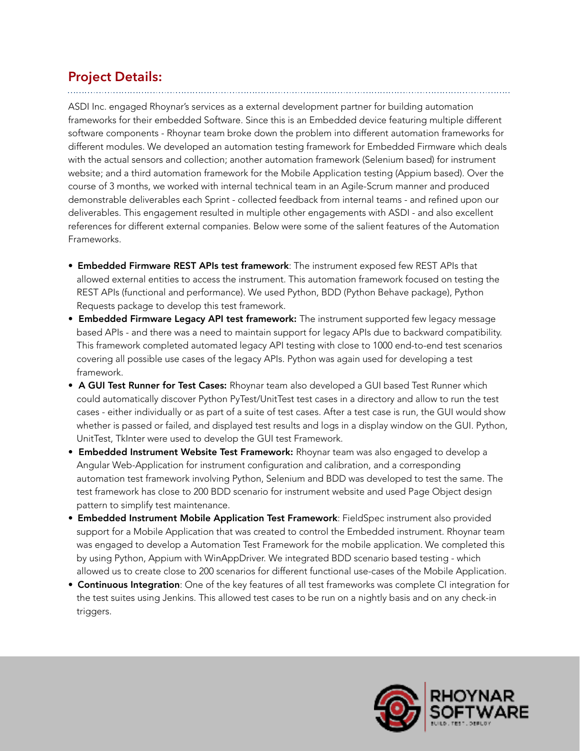## Project Details:

ASDI Inc. engaged Rhoynar's services as a external development partner for building automation frameworks for their embedded Software. Since this is an Embedded device featuring multiple different software components - Rhoynar team broke down the problem into different automation frameworks for different modules. We developed an automation testing framework for Embedded Firmware which deals with the actual sensors and collection; another automation framework (Selenium based) for instrument website; and a third automation framework for the Mobile Application testing (Appium based). Over the course of 3 months, we worked with internal technical team in an Agile-Scrum manner and produced demonstrable deliverables each Sprint - collected feedback from internal teams - and refined upon our deliverables. This engagement resulted in multiple other engagements with ASDI - and also excellent references for different external companies. Below were some of the salient features of the Automation Frameworks.

- **Embedded Firmware REST APIs test framework**: The instrument exposed few REST APIs that allowed external entities to access the instrument. This automation framework focused on testing the REST APIs (functional and performance). We used Python, BDD (Python Behave package), Python Requests package to develop this test framework.
- **Embedded Firmware Legacy API test framework:** The instrument supported few legacy message based APIs - and there was a need to maintain support for legacy APIs due to backward compatibility. This framework completed automated legacy API testing with close to 1000 end-to-end test scenarios covering all possible use cases of the legacy APIs. Python was again used for developing a test framework.
- **A GUI Test Runner for Test Cases:** Rhoynar team also developed a GUI based Test Runner which could automatically discover Python PyTest/UnitTest test cases in a directory and allow to run the test cases - either individually or as part of a suite of test cases. After a test case is run, the GUI would show whether is passed or failed, and displayed test results and logs in a display window on the GUI. Python, UnitTest, TkInter were used to develop the GUI test Framework.
- **Embedded Instrument Website Test Framework:** Rhoynar team was also engaged to develop a Angular Web-Application for instrument configuration and calibration, and a corresponding automation test framework involving Python, Selenium and BDD was developed to test the same. The test framework has close to 200 BDD scenario for instrument website and used Page Object design pattern to simplify test maintenance.
- **Embedded Instrument Mobile Application Test Framework**: FieldSpec instrument also provided support for a Mobile Application that was created to control the Embedded instrument. Rhoynar team was engaged to develop a Automation Test Framework for the mobile application. We completed this by using Python, Appium with WinAppDriver. We integrated BDD scenario based testing - which allowed us to create close to 200 scenarios for different functional use-cases of the Mobile Application.
- **Continuous Integration**: One of the key features of all test frameworks was complete CI integration for the test suites using Jenkins. This allowed test cases to be run on a nightly basis and on any check-in triggers.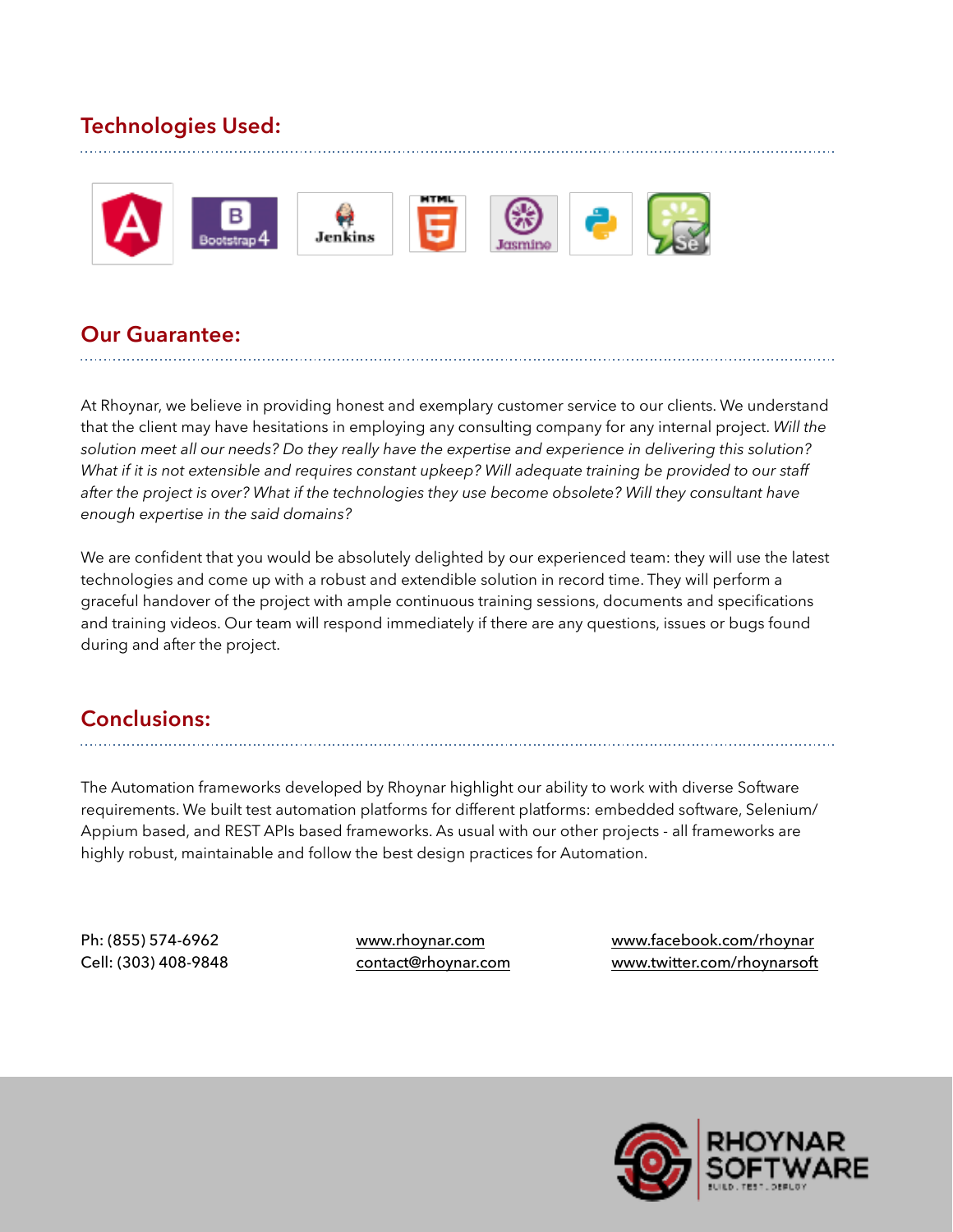## Technologies Used:

## Our Guarantee:

At Rhoynar, we believe in providing honest and exemplary customer service to our clients. We understand that the client may have hesitations in employing any consulting company for any internal project. *Will the solution meet all our needs? Do they really have the expertise and experience in delivering this solution? What if it is not extensible and requires constant upkeep? Will adequate training be provided to our staff after the project is over? What if the technologies they use become obsolete? Will they consultant have enough expertise in the said domains?*

We are confident that you would be absolutely delighted by our experienced team: they will use the latest technologies and come up with a robust and extendible solution in record time. They will perform a graceful handover of the project with ample continuous training sessions, documents and specifications and training videos. Our team will respond immediately if there are any questions, issues or bugs found during and after the project.

## Conclusions:

The Automation frameworks developed by Rhoynar highlight our ability to work with diverse Software requirements. We built test automation platforms for different platforms: embedded software, Selenium/Appium based, and REST APIs based frameworks. As usual with our other projects - all frameworks are highly robust, maintainable and follow the best design practices for Automation.

Ph: (855) 574-6962
Cell: (303) 408-9848

www.rhoynar.com
contact@rhoynar.com

www.facebook.com/rhoynar
www.twitter.com/rhoynarsoft